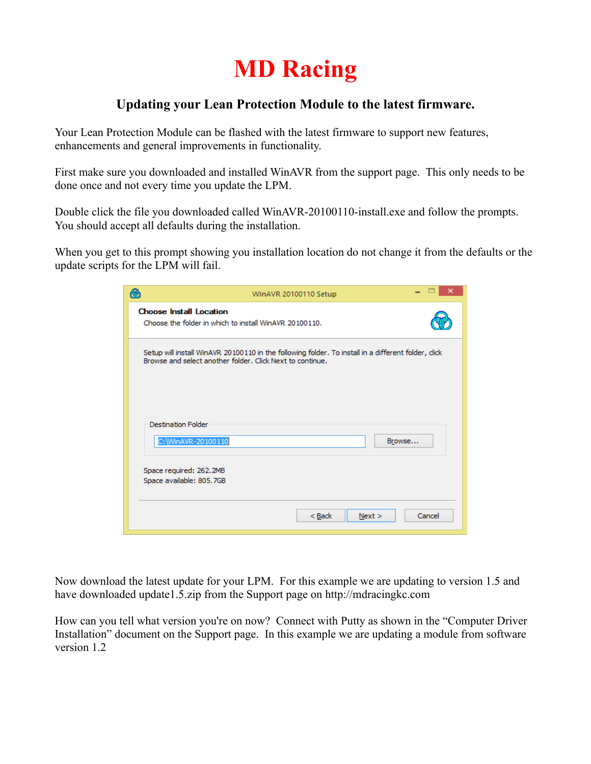# MD Racing

## Updating your Lean Protection Module to the latest firmware.

Your Lean Protection Module can be flashed with the latest firmware to support new features, enhancements and general improvements in functionality.

First make sure you downloaded and installed WinAVR from the support page. This only needs to be done once and not every time you update the LPM.

Double click the file you downloaded called WinAVR-20100110-install.exe and follow the prompts. You should accept all defaults during the installation.

When you get to this prompt showing you installation location do not change it from the defaults or the update scripts for the LPM will fail.

WinAVR 20100110 Setup

**Choose Install Location**

Choose the folder in which to install WinAVR 20100110.

Setup will install WinAVR 20100110 in the following folder. To install in a different folder, click Browse and select another folder. Click Next to continue.

Destination Folder

C:\WinAVR-20100110

Browse...

Space required: 262.2MB
Space available: 805.7GB

< Back | Next > | Cancel

Now download the latest update for your LPM. For this example we are updating to version 1.5 and have downloaded update1.5.zip from the Support page on http://mdracingkc.com

How can you tell what version you're on now? Connect with Putty as shown in the "Computer Driver Installation" document on the Support page. In this example we are updating a module from software version 1.2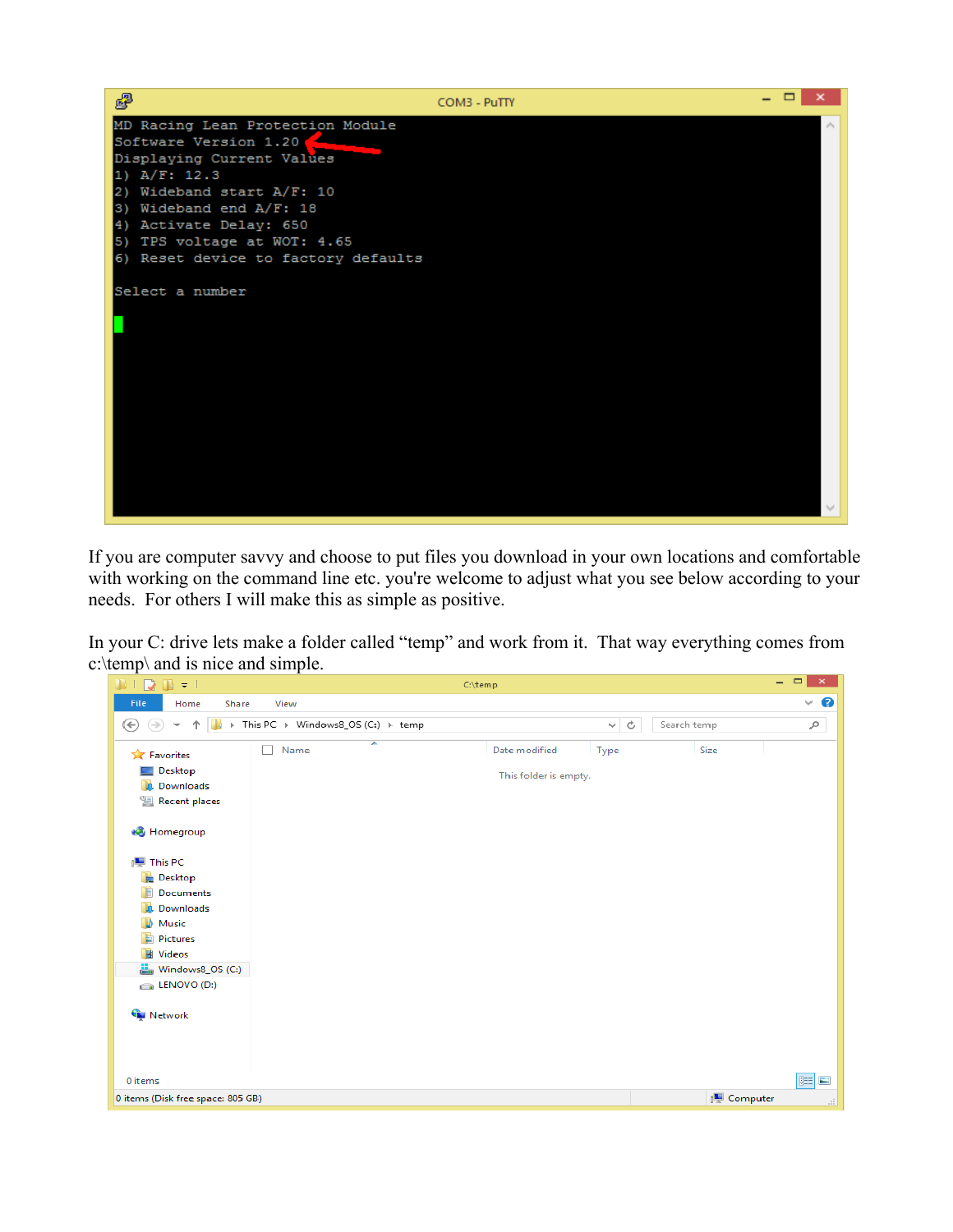```
MD Racing Lean Protection Module
Software Version 1.20
Displaying Current Values
1) A/F: 12.3
2) Wideband start A/F: 10
3) Wideband end A/F: 18
4) Activate Delay: 650
5) TPS voltage at WOT: 4.65
6) Reset device to factory defaults

Select a number
```

If you are computer savvy and choose to put files you download in your own locations and comfortable with working on the command line etc. you're welcome to adjust what you see below according to your needs. For others I will make this as simple as positive.

In your C: drive lets make a folder called "temp" and work from it. That way everything comes from c:\temp\ and is nice and simple.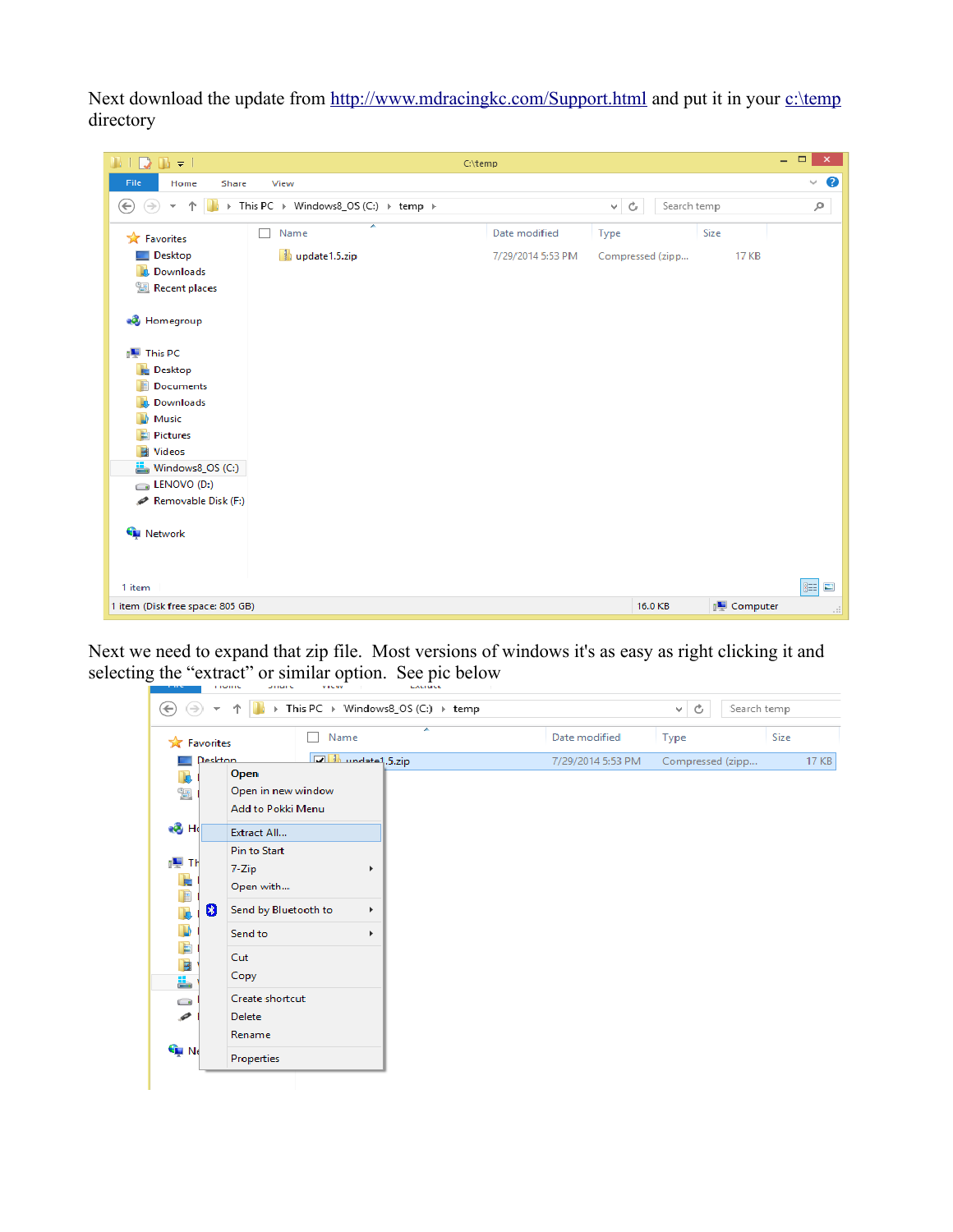Next download the update from http://www.mdracingkc.com/Support.html and put it in your c:\temp directory

Next we need to expand that zip file. Most versions of windows it's as easy as right clicking it and selecting the "extract" or similar option. See pic below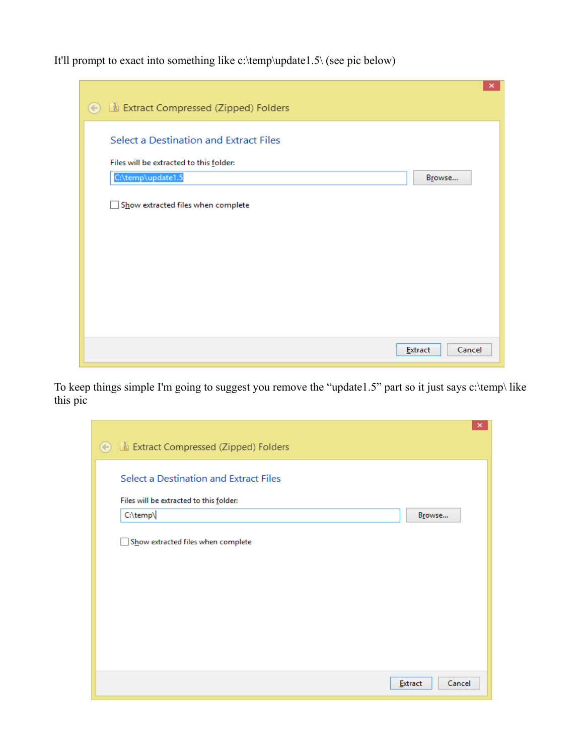It'll prompt to exact into something like c:\temp\update1.5\ (see pic below)

To keep things simple I'm going to suggest you remove the "update1.5" part so it just says c:\temp\ like this pic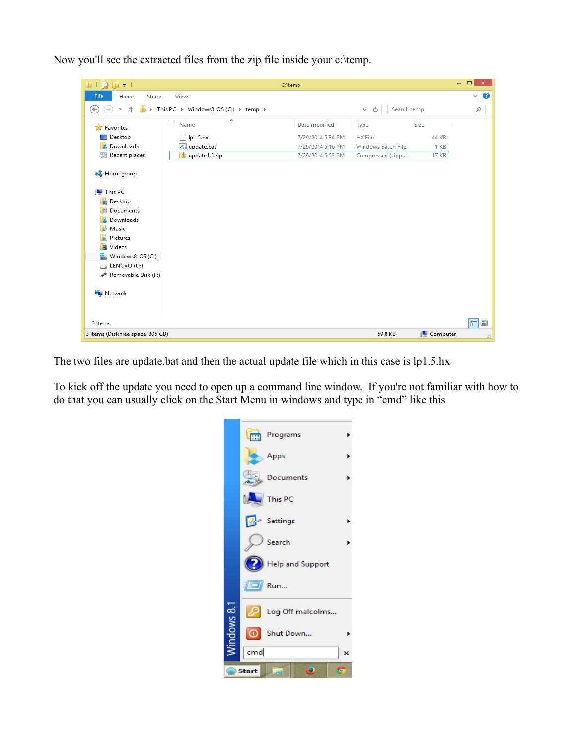Now you'll see the extracted files from the zip file inside your c:\temp.

The two files are update.bat and then the actual update file which in this case is lp1.5.hx

To kick off the update you need to open up a command line window. If you're not familiar with how to do that you can usually click on the Start Menu in windows and type in “cmd” like this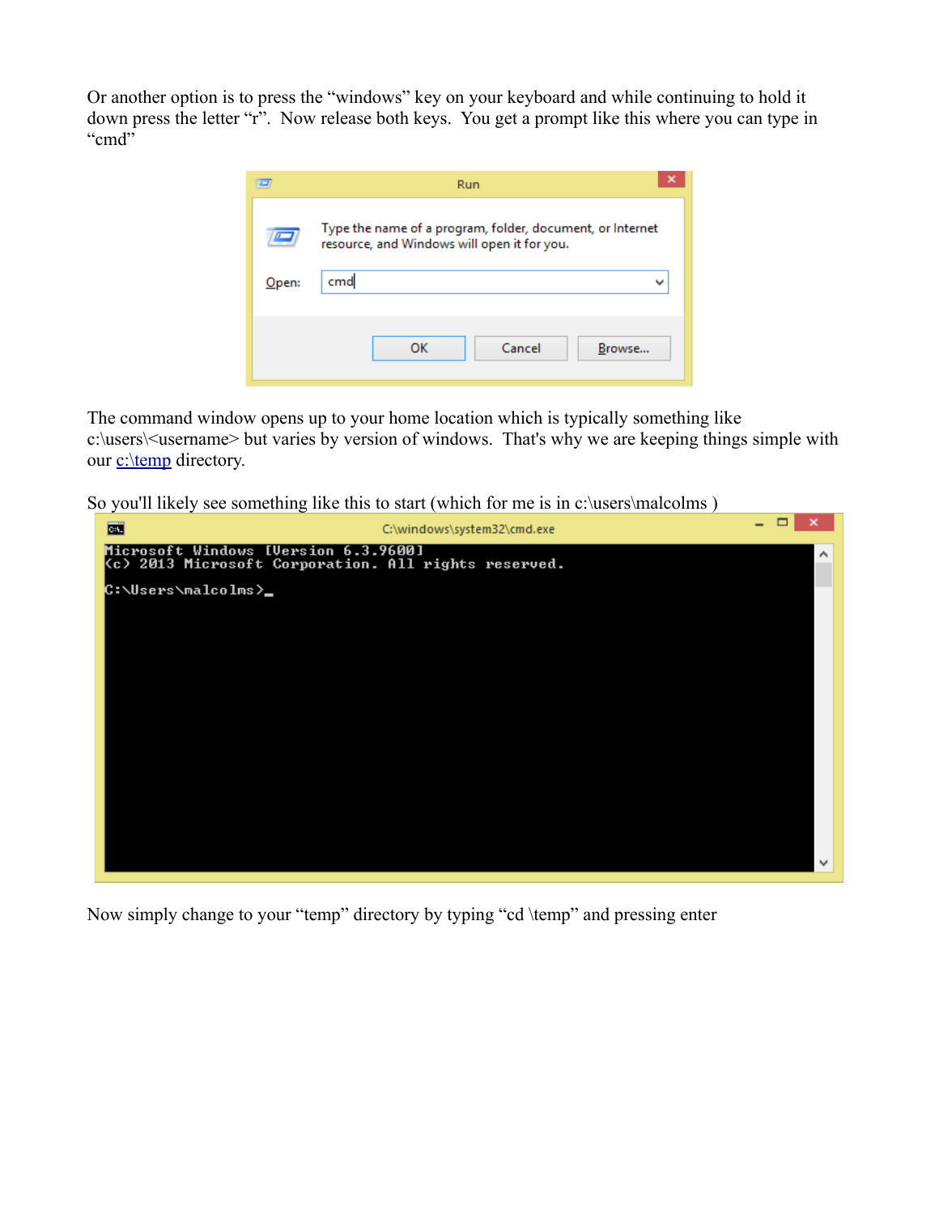Or another option is to press the “windows” key on your keyboard and while continuing to hold it down press the letter “r”. Now release both keys. You get a prompt like this where you can type in “cmd”

The command window opens up to your home location which is typically something like c:\users\<username> but varies by version of windows. That's why we are keeping things simple with our [c:\temp](c:\temp) directory.

So you'll likely see something like this to start (which for me is in c:\users\malcolms )

Now simply change to your “temp” directory by typing “cd \temp” and pressing enter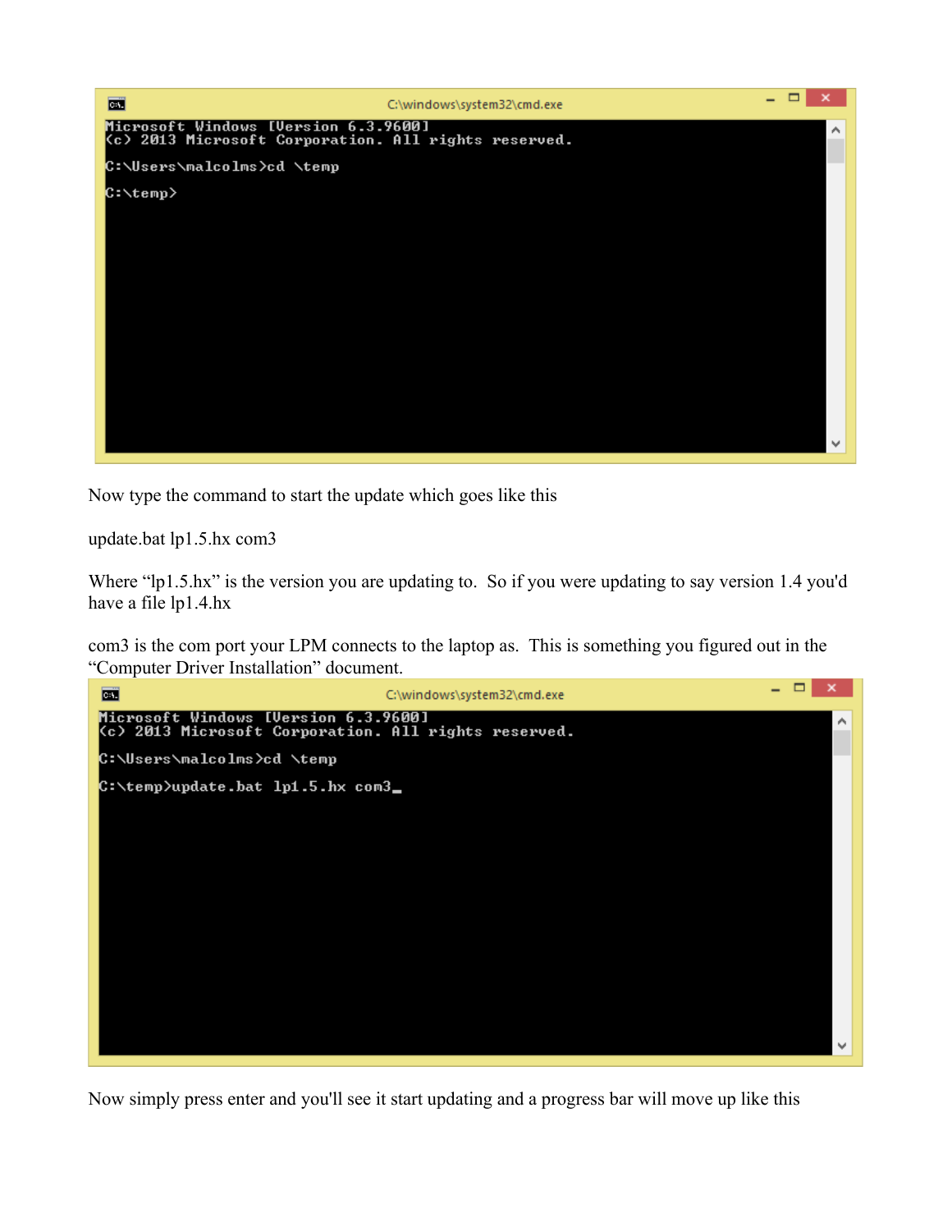```
Microsoft Windows [Version 6.3.9600]
(c) 2013 Microsoft Corporation. All rights reserved.

C:\Users\malcolms>cd \temp

C:\temp>
```

Now type the command to start the update which goes like this

update.bat lp1.5.hx com3

Where "lp1.5.hx" is the version you are updating to. So if you were updating to say version 1.4 you'd have a file lp1.4.hx

com3 is the com port your LPM connects to the laptop as. This is something you figured out in the "Computer Driver Installation" document.

```
Microsoft Windows [Version 6.3.9600]
(c) 2013 Microsoft Corporation. All rights reserved.

C:\Users\malcolms>cd \temp

C:\temp>update.bat lp1.5.hx com3_
```

Now simply press enter and you'll see it start updating and a progress bar will move up like this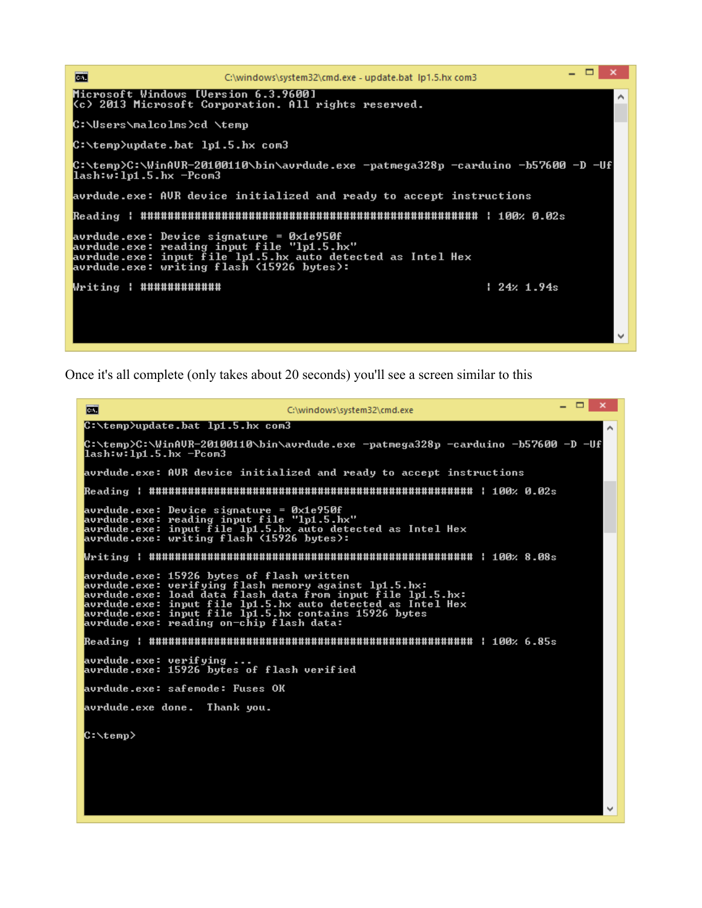```
C:\windows\system32\cmd.exe - update.bat lp1.5.hx com3

Microsoft Windows [Version 6.3.9600]
(c) 2013 Microsoft Corporation. All rights reserved.

C:\Users\malcolms>cd \temp

C:\temp>update.bat lp1.5.hx com3

C:\temp>C:\WinAVR-20100110\bin\avrdude.exe -patmega328p -carduino -b57600 -D -Uflash:w:lp1.5.hx -Pcom3

avrdude.exe: AVR device initialized and ready to accept instructions

Reading | ################################################## | 100% 0.02s

avrdude.exe: Device signature = 0x1e950f
avrdude.exe: reading input file "lp1.5.hx"
avrdude.exe: input file lp1.5.hx auto detected as Intel Hex
avrdude.exe: writing flash (15926 bytes):

Writing | ############                                       | 24% 1.94s
```

Once it's all complete (only takes about 20 seconds) you'll see a screen similar to this

```
C:\windows\system32\cmd.exe

C:\temp>update.bat lp1.5.hx com3

C:\temp>C:\WinAVR-20100110\bin\avrdude.exe -patmega328p -carduino -b57600 -D -Uflash:w:lp1.5.hx -Pcom3

avrdude.exe: AVR device initialized and ready to accept instructions

Reading | ################################################## | 100% 0.02s

avrdude.exe: Device signature = 0x1e950f
avrdude.exe: reading input file "lp1.5.hx"
avrdude.exe: input file lp1.5.hx auto detected as Intel Hex
avrdude.exe: writing flash (15926 bytes):

Writing | ################################################## | 100% 8.08s

avrdude.exe: 15926 bytes of flash written
avrdude.exe: verifying flash memory against lp1.5.hx:
avrdude.exe: load data flash data from input file lp1.5.hx:
avrdude.exe: input file lp1.5.hx auto detected as Intel Hex
avrdude.exe: input file lp1.5.hx contains 15926 bytes
avrdude.exe: reading on-chip flash data:

Reading | ################################################## | 100% 6.85s

avrdude.exe: verifying ...
avrdude.exe: 15926 bytes of flash verified

avrdude.exe: safemode: Fuses OK

avrdude.exe done.  Thank you.


C:\temp>
```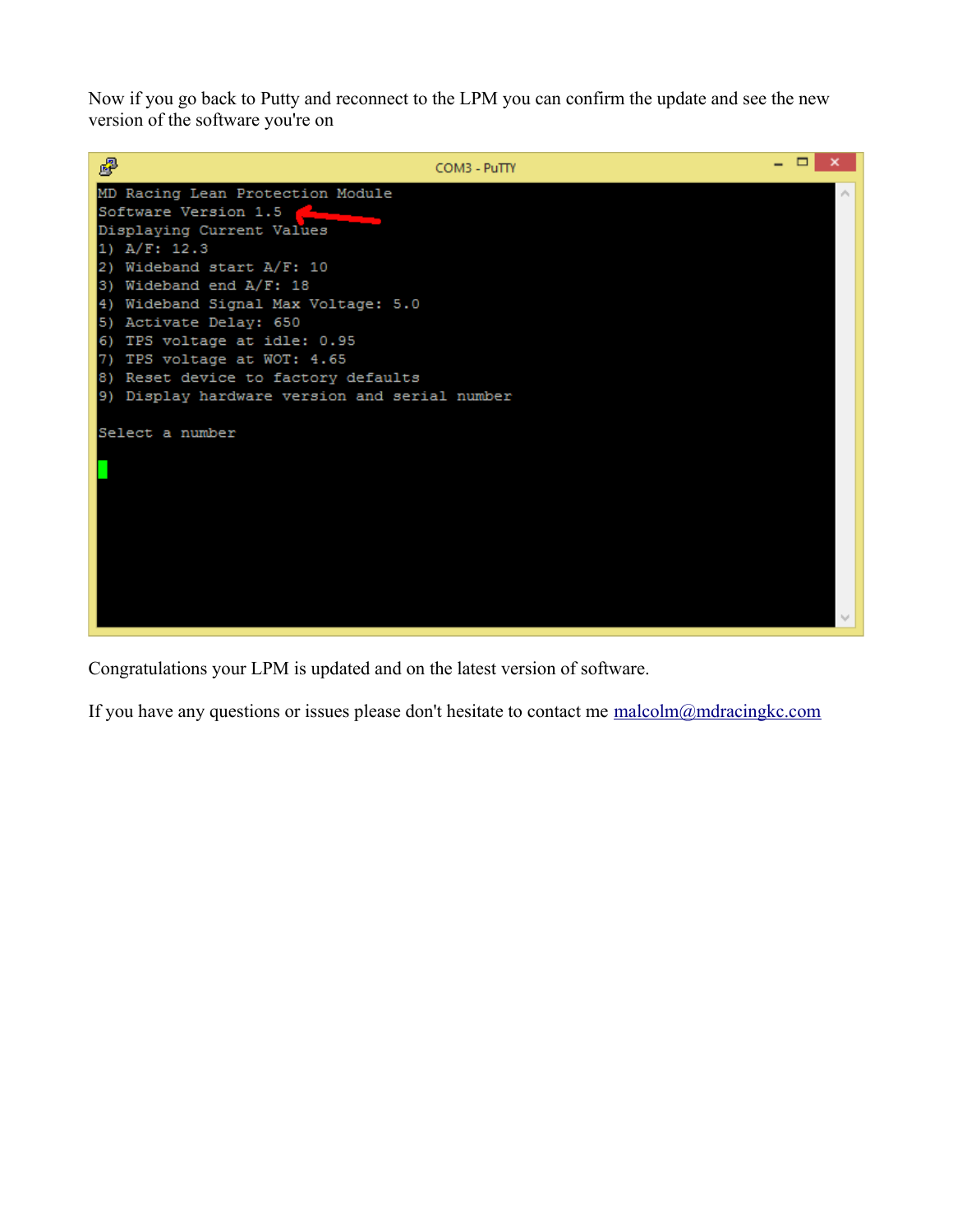Now if you go back to Putty and reconnect to the LPM you can confirm the update and see the new version of the software you're on

```
MD Racing Lean Protection Module
Software Version 1.5
Displaying Current Values
1) A/F: 12.3
2) Wideband start A/F: 10
3) Wideband end A/F: 18
4) Wideband Signal Max Voltage: 5.0
5) Activate Delay: 650
6) TPS voltage at idle: 0.95
7) TPS voltage at WOT: 4.65
8) Reset device to factory defaults
9) Display hardware version and serial number

Select a number
```

Congratulations your LPM is updated and on the latest version of software.

If you have any questions or issues please don't hesitate to contact me malcolm@mdracingkc.com